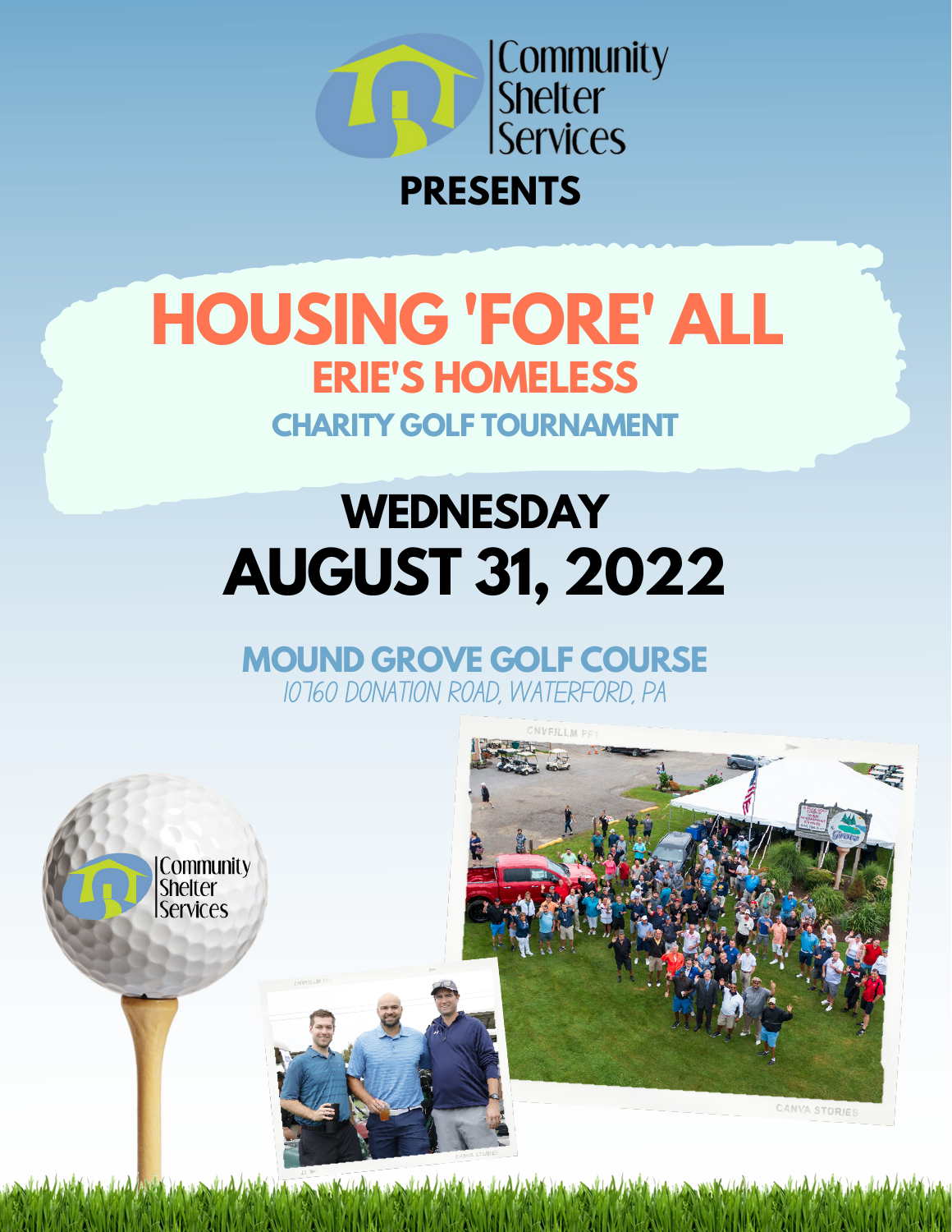Community Shelter Services

**PRESENTS**

# HOUSING 'FORE' ALL

## ERIE'S HOMELESS

### CHARITY GOLF TOURNAMENT

## WEDNESDAY

# AUGUST 31, 2022

### MOUND GROVE GOLF COURSE

*10760 DONATION ROAD, WATERFORD, PA*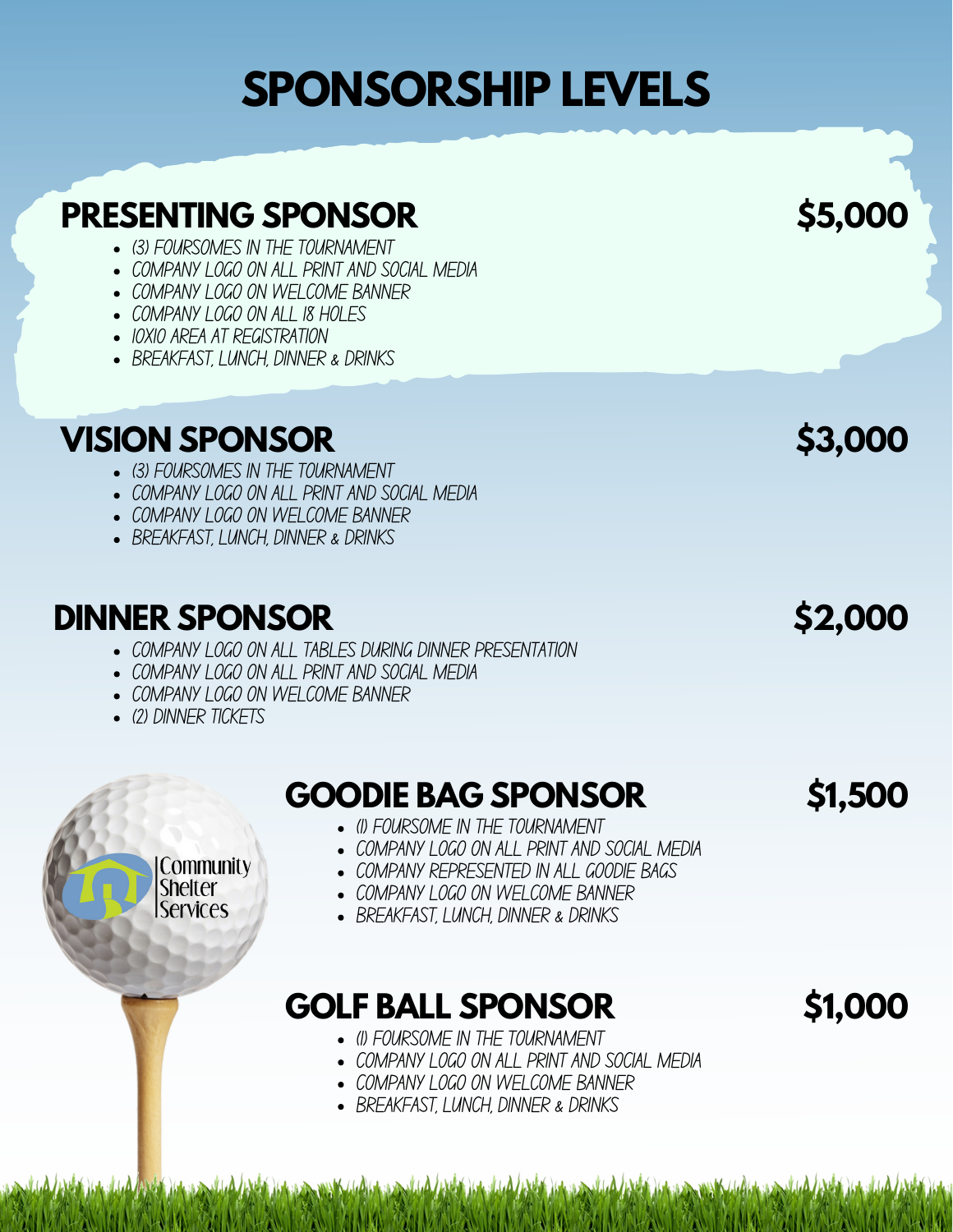# SPONSORSHIP LEVELS

## PRESENTING SPONSOR — $5,000

- (3) FOURSOMES IN THE TOURNAMENT
- COMPANY LOGO ON ALL PRINT AND SOCIAL MEDIA
- COMPANY LOGO ON WELCOME BANNER
- COMPANY LOGO ON ALL 18 HOLES
- 10X10 AREA AT REGISTRATION
- BREAKFAST, LUNCH, DINNER & DRINKS

## VISION SPONSOR — $3,000

- (3) FOURSOMES IN THE TOURNAMENT
- COMPANY LOGO ON ALL PRINT AND SOCIAL MEDIA
- COMPANY LOGO ON WELCOME BANNER
- BREAKFAST, LUNCH, DINNER & DRINKS

## DINNER SPONSOR — $2,000

- COMPANY LOGO ON ALL TABLES DURING DINNER PRESENTATION
- COMPANY LOGO ON ALL PRINT AND SOCIAL MEDIA
- COMPANY LOGO ON WELCOME BANNER
- (2) DINNER TICKETS

## GOODIE BAG SPONSOR — $1,500

- (1) FOURSOME IN THE TOURNAMENT
- COMPANY LOGO ON ALL PRINT AND SOCIAL MEDIA
- COMPANY REPRESENTED IN ALL GOODIE BAGS
- COMPANY LOGO ON WELCOME BANNER
- BREAKFAST, LUNCH, DINNER & DRINKS

Community Shelter Services

## GOLF BALL SPONSOR — $1,000

- (1) FOURSOME IN THE TOURNAMENT
- COMPANY LOGO ON ALL PRINT AND SOCIAL MEDIA
- COMPANY LOGO ON WELCOME BANNER
- BREAKFAST, LUNCH, DINNER & DRINKS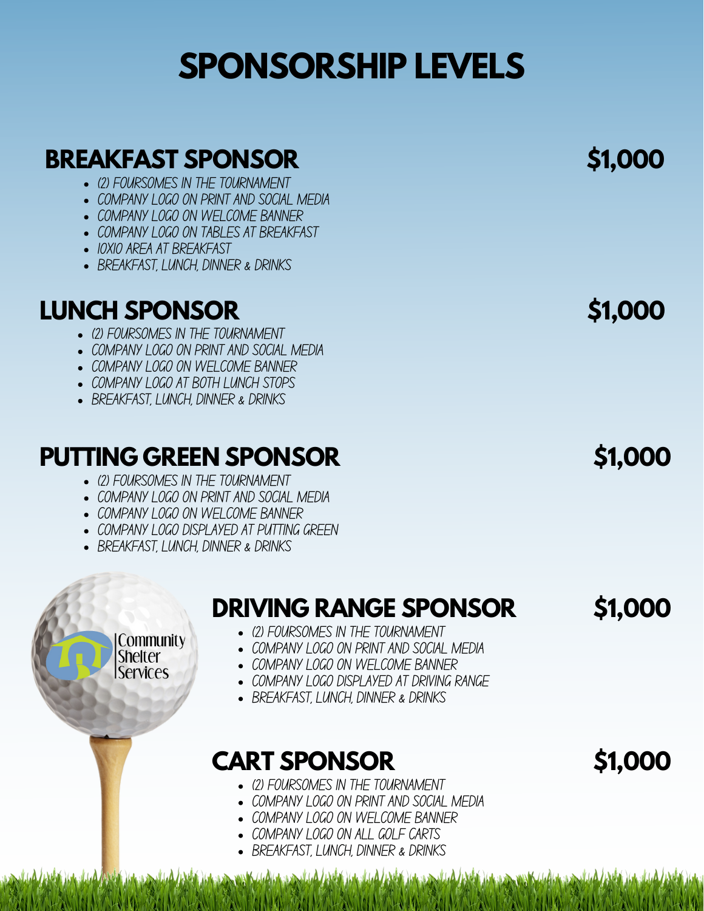# SPONSORSHIP LEVELS

## BREAKFAST SPONSOR — $1,000

- (2) FOURSOMES IN THE TOURNAMENT
- COMPANY LOGO ON PRINT AND SOCIAL MEDIA
- COMPANY LOGO ON WELCOME BANNER
- COMPANY LOGO ON TABLES AT BREAKFAST
- 10X10 AREA AT BREAKFAST
- BREAKFAST, LUNCH, DINNER & DRINKS

## LUNCH SPONSOR — $1,000

- (2) FOURSOMES IN THE TOURNAMENT
- COMPANY LOGO ON PRINT AND SOCIAL MEDIA
- COMPANY LOGO ON WELCOME BANNER
- COMPANY LOGO AT BOTH LUNCH STOPS
- BREAKFAST, LUNCH, DINNER & DRINKS

## PUTTING GREEN SPONSOR — $1,000

- (2) FOURSOMES IN THE TOURNAMENT
- COMPANY LOGO ON PRINT AND SOCIAL MEDIA
- COMPANY LOGO ON WELCOME BANNER
- COMPANY LOGO DISPLAYED AT PUTTING GREEN
- BREAKFAST, LUNCH, DINNER & DRINKS

Community Shelter Services

## DRIVING RANGE SPONSOR — $1,000

- (2) FOURSOMES IN THE TOURNAMENT
- COMPANY LOGO ON PRINT AND SOCIAL MEDIA
- COMPANY LOGO ON WELCOME BANNER
- COMPANY LOGO DISPLAYED AT DRIVING RANGE
- BREAKFAST, LUNCH, DINNER & DRINKS

## CART SPONSOR — $1,000

- (2) FOURSOMES IN THE TOURNAMENT
- COMPANY LOGO ON PRINT AND SOCIAL MEDIA
- COMPANY LOGO ON WELCOME BANNER
- COMPANY LOGO ON ALL GOLF CARTS
- BREAKFAST, LUNCH, DINNER & DRINKS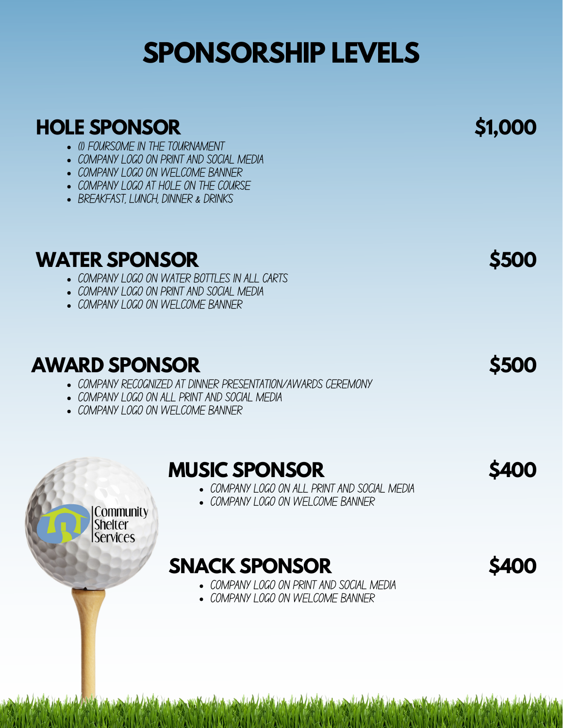# SPONSORSHIP LEVELS

## HOLE SPONSOR — $1,000

- (1) FOURSOME IN THE TOURNAMENT
- COMPANY LOGO ON PRINT AND SOCIAL MEDIA
- COMPANY LOGO ON WELCOME BANNER
- COMPANY LOGO AT HOLE ON THE COURSE
- BREAKFAST, LUNCH, DINNER & DRINKS

## WATER SPONSOR — $500

- COMPANY LOGO ON WATER BOTTLES IN ALL CARTS
- COMPANY LOGO ON PRINT AND SOCIAL MEDIA
- COMPANY LOGO ON WELCOME BANNER

## AWARD SPONSOR — $500

- COMPANY RECOGNIZED AT DINNER PRESENTATION/AWARDS CEREMONY
- COMPANY LOGO ON ALL PRINT AND SOCIAL MEDIA
- COMPANY LOGO ON WELCOME BANNER

## MUSIC SPONSOR — $400

- COMPANY LOGO ON ALL PRINT AND SOCIAL MEDIA
- COMPANY LOGO ON WELCOME BANNER

## SNACK SPONSOR — $400

- COMPANY LOGO ON PRINT AND SOCIAL MEDIA
- COMPANY LOGO ON WELCOME BANNER

Community Shelter Services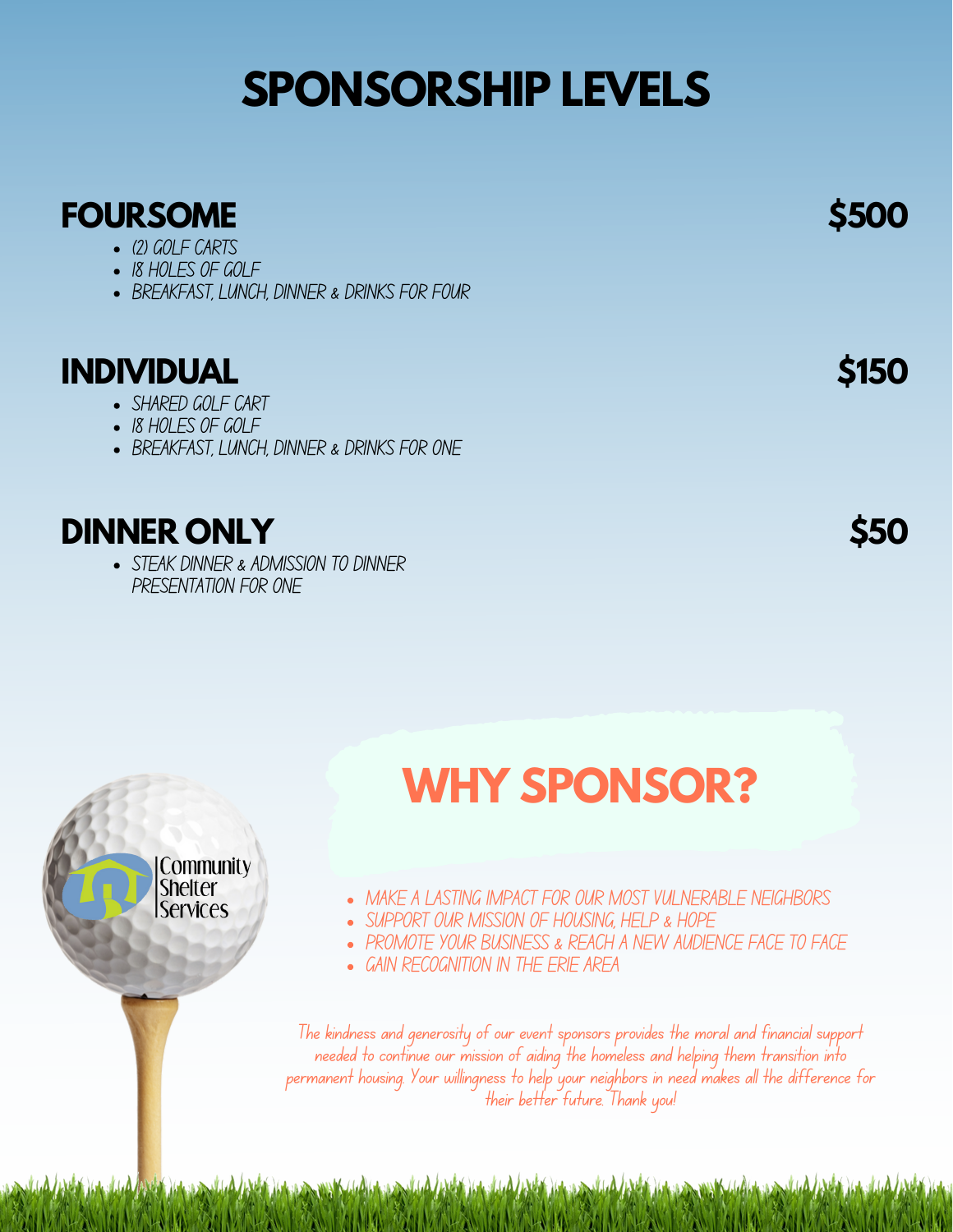# SPONSORSHIP LEVELS

## FOURSOME $500

- (2) GOLF CARTS
- 18 HOLES OF GOLF
- BREAKFAST, LUNCH, DINNER & DRINKS FOR FOUR

## INDIVIDUAL $150

- SHARED GOLF CART
- 18 HOLES OF GOLF
- BREAKFAST, LUNCH, DINNER & DRINKS FOR ONE

## DINNER ONLY $50

- STEAK DINNER & ADMISSION TO DINNER PRESENTATION FOR ONE

Community Shelter Services

## WHY SPONSOR?

- MAKE A LASTING IMPACT FOR OUR MOST VULNERABLE NEIGHBORS
- SUPPORT OUR MISSION OF HOUSING, HELP & HOPE
- PROMOTE YOUR BUSINESS & REACH A NEW AUDIENCE FACE TO FACE
- GAIN RECOGNITION IN THE ERIE AREA

*The kindness and generosity of our event sponsors provides the moral and financial support needed to continue our mission of aiding the homeless and helping them transition into permanent housing. Your willingness to help your neighbors in need makes all the difference for their better future. Thank you!*